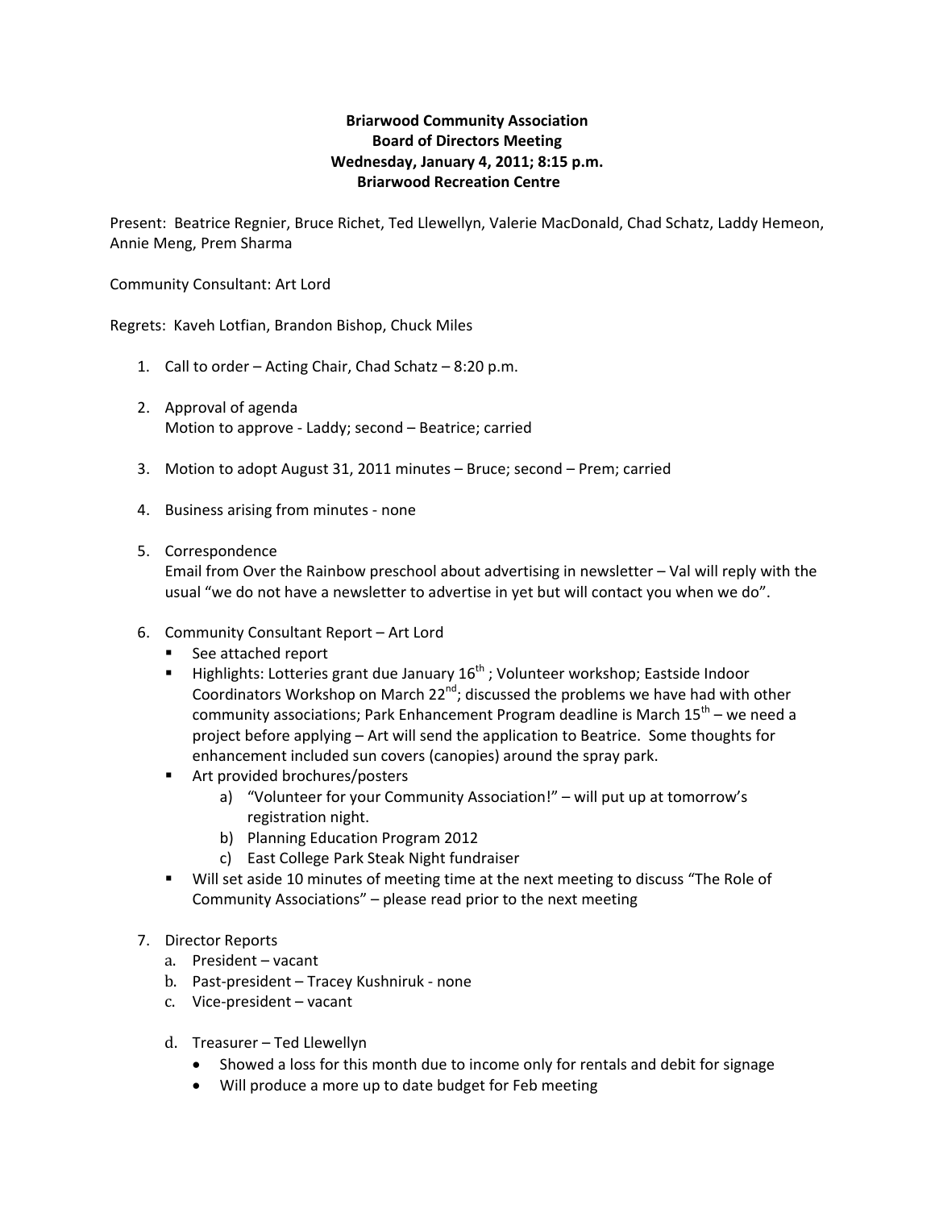**Briarwood Community Association**
**Board of Directors Meeting**
**Wednesday, January 4, 2011; 8:15 p.m.**
**Briarwood Recreation Centre**

Present: Beatrice Regnier, Bruce Richet, Ted Llewellyn, Valerie MacDonald, Chad Schatz, Laddy Hemeon, Annie Meng, Prem Sharma

Community Consultant: Art Lord

Regrets: Kaveh Lotfian, Brandon Bishop, Chuck Miles

1. Call to order – Acting Chair, Chad Schatz – 8:20 p.m.

2. Approval of agenda
   Motion to approve - Laddy; second – Beatrice; carried

3. Motion to adopt August 31, 2011 minutes – Bruce; second – Prem; carried

4. Business arising from minutes - none

5. Correspondence
   Email from Over the Rainbow preschool about advertising in newsletter – Val will reply with the usual "we do not have a newsletter to advertise in yet but will contact you when we do".

6. Community Consultant Report – Art Lord
   - See attached report
   - Highlights: Lotteries grant due January 16th ; Volunteer workshop; Eastside Indoor Coordinators Workshop on March 22nd; discussed the problems we have had with other community associations; Park Enhancement Program deadline is March 15th – we need a project before applying – Art will send the application to Beatrice. Some thoughts for enhancement included sun covers (canopies) around the spray park.
   - Art provided brochures/posters
     a) "Volunteer for your Community Association!" – will put up at tomorrow's registration night.
     b) Planning Education Program 2012
     c) East College Park Steak Night fundraiser
   - Will set aside 10 minutes of meeting time at the next meeting to discuss "The Role of Community Associations" – please read prior to the next meeting

7. Director Reports
   a. President – vacant
   b. Past-president – Tracey Kushniruk - none
   c. Vice-president – vacant
   d. Treasurer – Ted Llewellyn
      - Showed a loss for this month due to income only for rentals and debit for signage
      - Will produce a more up to date budget for Feb meeting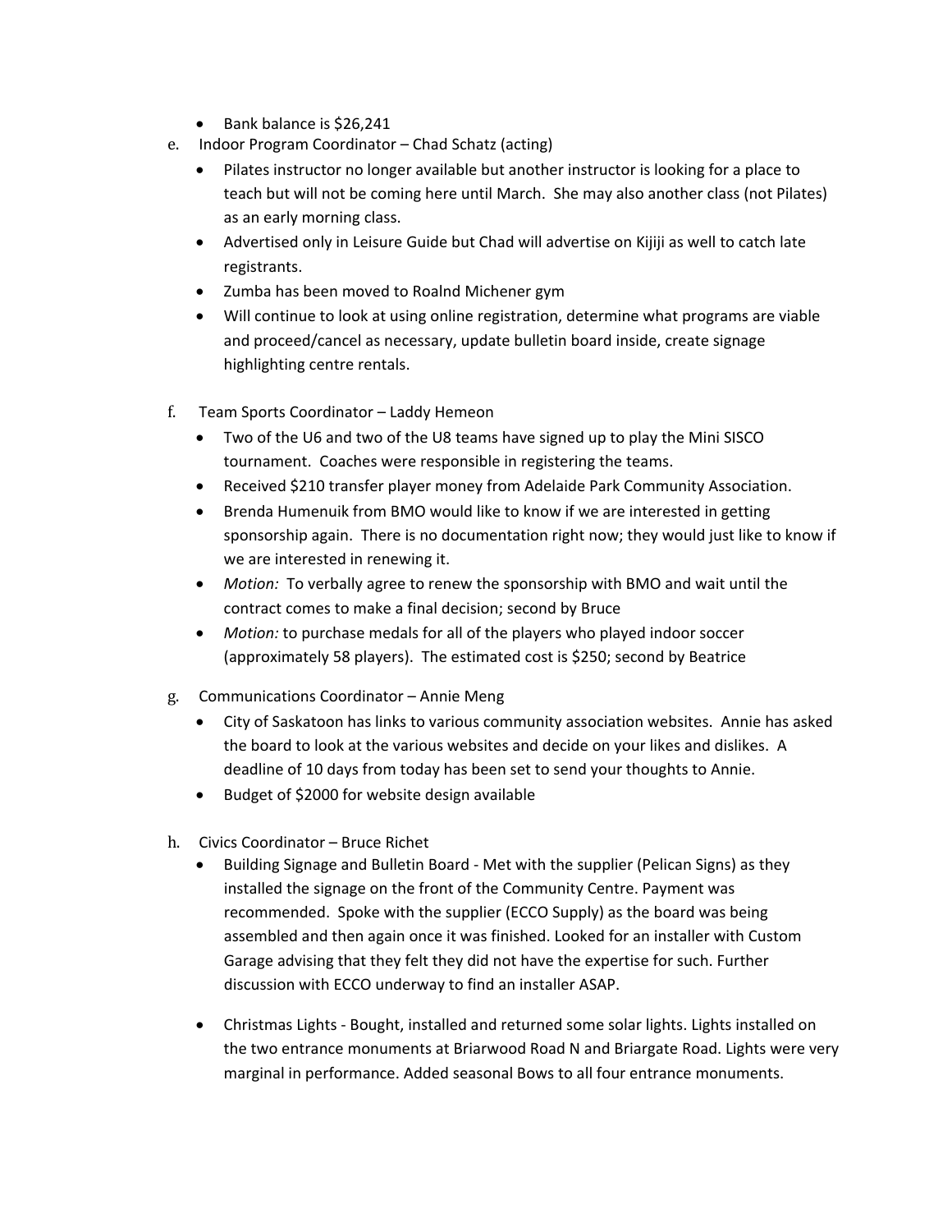- Bank balance is $26,241

e. Indoor Program Coordinator – Chad Schatz (acting)
   - Pilates instructor no longer available but another instructor is looking for a place to teach but will not be coming here until March. She may also another class (not Pilates) as an early morning class.
   - Advertised only in Leisure Guide but Chad will advertise on Kijiji as well to catch late registrants.
   - Zumba has been moved to Roalnd Michener gym
   - Will continue to look at using online registration, determine what programs are viable and proceed/cancel as necessary, update bulletin board inside, create signage highlighting centre rentals.

f. Team Sports Coordinator – Laddy Hemeon
   - Two of the U6 and two of the U8 teams have signed up to play the Mini SISCO tournament. Coaches were responsible in registering the teams.
   - Received $210 transfer player money from Adelaide Park Community Association.
   - Brenda Humenuik from BMO would like to know if we are interested in getting sponsorship again. There is no documentation right now; they would just like to know if we are interested in renewing it.
   - *Motion:* To verbally agree to renew the sponsorship with BMO and wait until the contract comes to make a final decision; second by Bruce
   - *Motion:* to purchase medals for all of the players who played indoor soccer (approximately 58 players). The estimated cost is $250; second by Beatrice

g. Communications Coordinator – Annie Meng
   - City of Saskatoon has links to various community association websites. Annie has asked the board to look at the various websites and decide on your likes and dislikes. A deadline of 10 days from today has been set to send your thoughts to Annie.
   - Budget of $2000 for website design available

h. Civics Coordinator – Bruce Richet
   - Building Signage and Bulletin Board - Met with the supplier (Pelican Signs) as they installed the signage on the front of the Community Centre. Payment was recommended. Spoke with the supplier (ECCO Supply) as the board was being assembled and then again once it was finished. Looked for an installer with Custom Garage advising that they felt they did not have the expertise for such. Further discussion with ECCO underway to find an installer ASAP.

   - Christmas Lights - Bought, installed and returned some solar lights. Lights installed on the two entrance monuments at Briarwood Road N and Briargate Road. Lights were very marginal in performance. Added seasonal Bows to all four entrance monuments.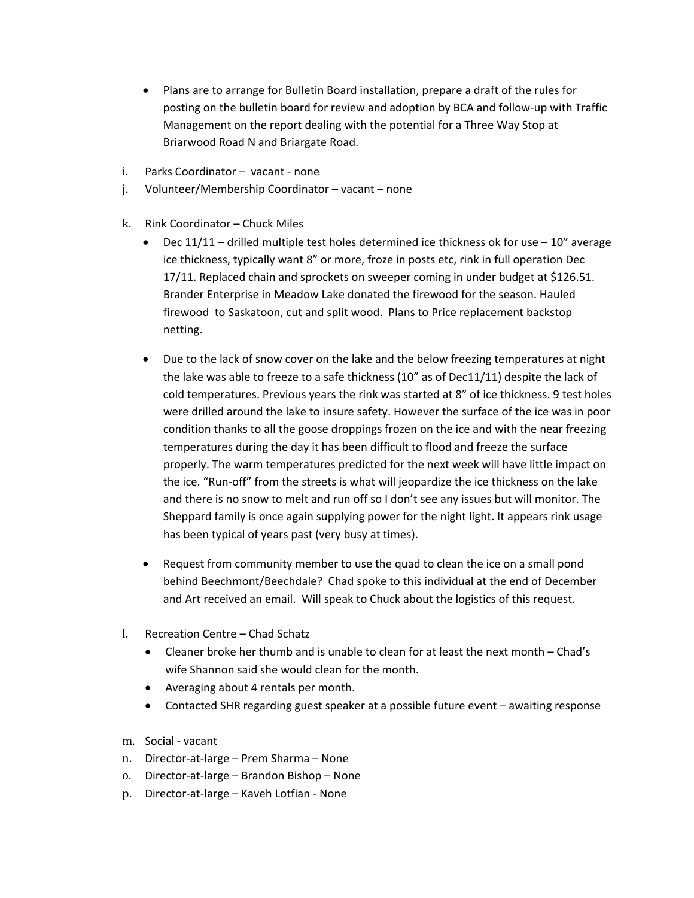- Plans are to arrange for Bulletin Board installation, prepare a draft of the rules for posting on the bulletin board for review and adoption by BCA and follow-up with Traffic Management on the report dealing with the potential for a Three Way Stop at Briarwood Road N and Briargate Road.

i. Parks Coordinator – vacant - none

j. Volunteer/Membership Coordinator – vacant – none

k. Rink Coordinator – Chuck Miles

- Dec 11/11 – drilled multiple test holes determined ice thickness ok for use – 10" average ice thickness, typically want 8" or more, froze in posts etc, rink in full operation Dec 17/11. Replaced chain and sprockets on sweeper coming in under budget at $126.51. Brander Enterprise in Meadow Lake donated the firewood for the season. Hauled firewood to Saskatoon, cut and split wood. Plans to Price replacement backstop netting.

- Due to the lack of snow cover on the lake and the below freezing temperatures at night the lake was able to freeze to a safe thickness (10" as of Dec11/11) despite the lack of cold temperatures. Previous years the rink was started at 8" of ice thickness. 9 test holes were drilled around the lake to insure safety. However the surface of the ice was in poor condition thanks to all the goose droppings frozen on the ice and with the near freezing temperatures during the day it has been difficult to flood and freeze the surface properly. The warm temperatures predicted for the next week will have little impact on the ice. "Run-off" from the streets is what will jeopardize the ice thickness on the lake and there is no snow to melt and run off so I don't see any issues but will monitor. The Sheppard family is once again supplying power for the night light. It appears rink usage has been typical of years past (very busy at times).

- Request from community member to use the quad to clean the ice on a small pond behind Beechmont/Beechdale? Chad spoke to this individual at the end of December and Art received an email. Will speak to Chuck about the logistics of this request.

l. Recreation Centre – Chad Schatz

- Cleaner broke her thumb and is unable to clean for at least the next month – Chad's wife Shannon said she would clean for the month.
- Averaging about 4 rentals per month.
- Contacted SHR regarding guest speaker at a possible future event – awaiting response

m. Social - vacant

n. Director-at-large – Prem Sharma – None

o. Director-at-large – Brandon Bishop – None

p. Director-at-large – Kaveh Lotfian - None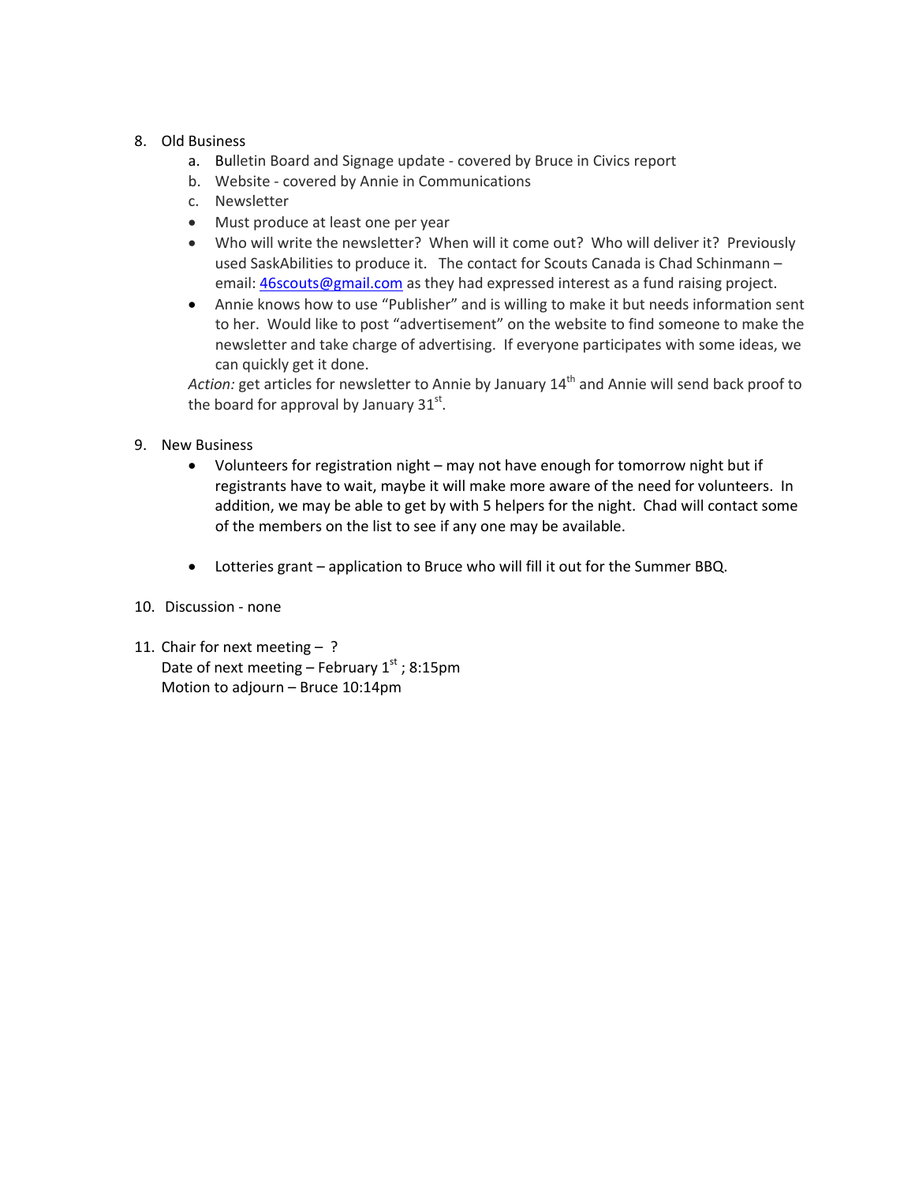8. Old Business
    a. Bulletin Board and Signage update - covered by Bruce in Civics report
    b. Website - covered by Annie in Communications
    c. Newsletter
    - Must produce at least one per year
    - Who will write the newsletter? When will it come out? Who will deliver it? Previously used SaskAbilities to produce it. The contact for Scouts Canada is Chad Schinmann – email: 46scouts@gmail.com as they had expressed interest as a fund raising project.
    - Annie knows how to use "Publisher" and is willing to make it but needs information sent to her. Would like to post "advertisement" on the website to find someone to make the newsletter and take charge of advertising. If everyone participates with some ideas, we can quickly get it done.

    *Action:* get articles for newsletter to Annie by January 14th and Annie will send back proof to the board for approval by January 31st.

9. New Business
    - Volunteers for registration night – may not have enough for tomorrow night but if registrants have to wait, maybe it will make more aware of the need for volunteers. In addition, we may be able to get by with 5 helpers for the night. Chad will contact some of the members on the list to see if any one may be available.

    - Lotteries grant – application to Bruce who will fill it out for the Summer BBQ.

10. Discussion - none

11. Chair for next meeting – ?
    Date of next meeting – February 1st ; 8:15pm
    Motion to adjourn – Bruce 10:14pm